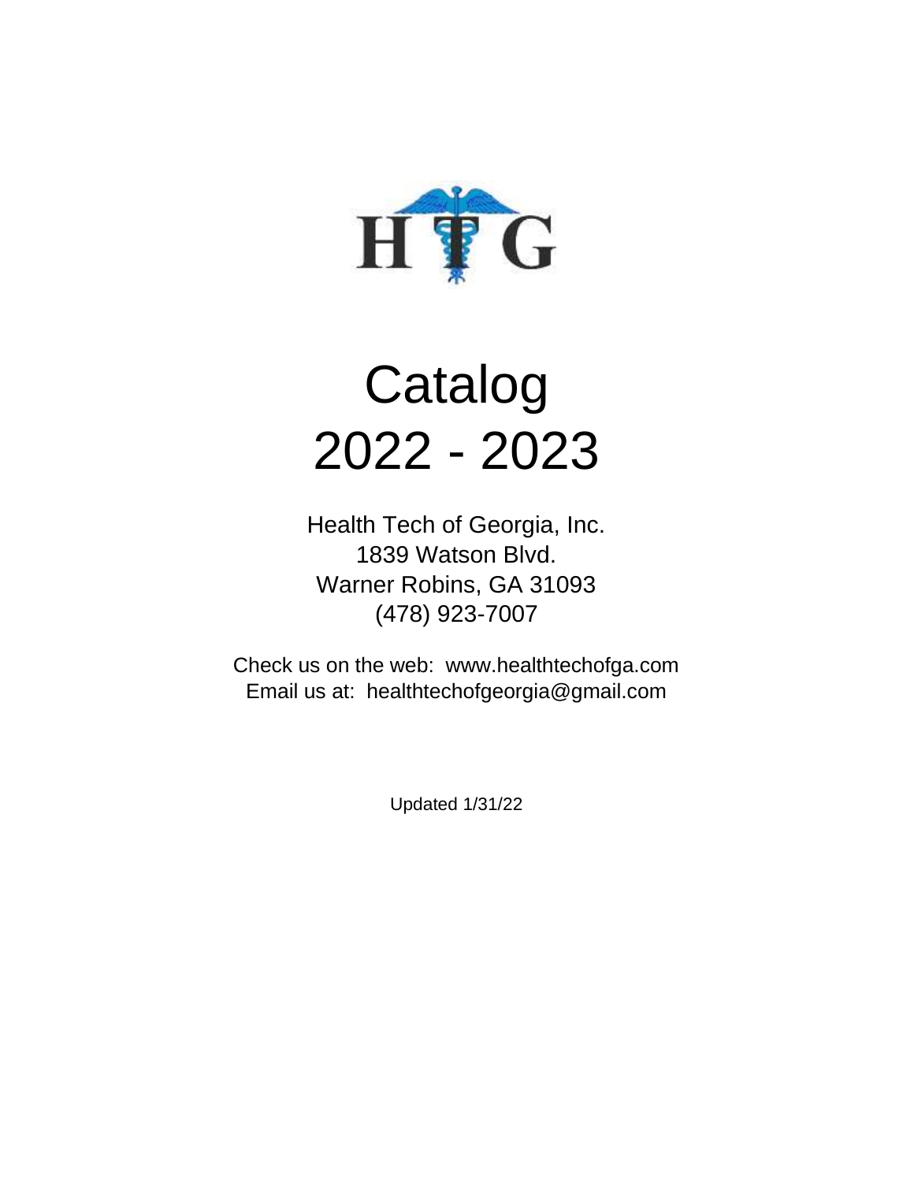HTG

# Catalog
# 2022 - 2023

Health Tech of Georgia, Inc.
1839 Watson Blvd.
Warner Robins, GA 31093
(478) 923-7007

Check us on the web: www.healthtechofga.com
Email us at: healthtechofgeorgia@gmail.com

Updated 1/31/22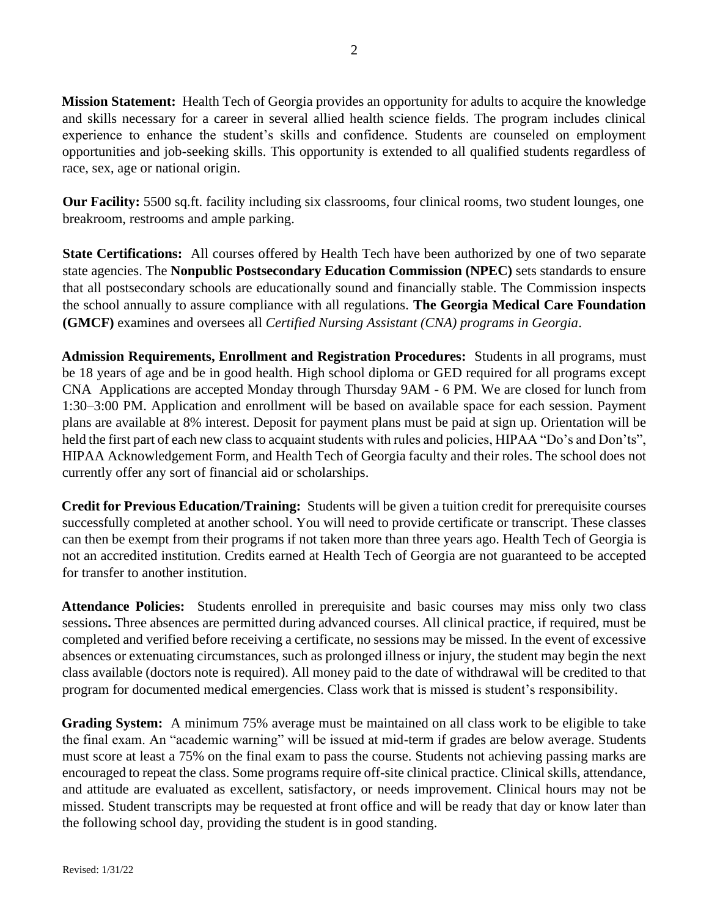**Mission Statement:** Health Tech of Georgia provides an opportunity for adults to acquire the knowledge and skills necessary for a career in several allied health science fields. The program includes clinical experience to enhance the student's skills and confidence. Students are counseled on employment opportunities and job-seeking skills. This opportunity is extended to all qualified students regardless of race, sex, age or national origin.

**Our Facility:** 5500 sq.ft. facility including six classrooms, four clinical rooms, two student lounges, one breakroom, restrooms and ample parking.

**State Certifications:** All courses offered by Health Tech have been authorized by one of two separate state agencies. The **Nonpublic Postsecondary Education Commission (NPEC)** sets standards to ensure that all postsecondary schools are educationally sound and financially stable. The Commission inspects the school annually to assure compliance with all regulations. **The Georgia Medical Care Foundation (GMCF)** examines and oversees all *Certified Nursing Assistant (CNA) programs in Georgia*.

**Admission Requirements, Enrollment and Registration Procedures:** Students in all programs, must be 18 years of age and be in good health. High school diploma or GED required for all programs except CNA Applications are accepted Monday through Thursday 9AM - 6 PM. We are closed for lunch from 1:30–3:00 PM. Application and enrollment will be based on available space for each session. Payment plans are available at 8% interest. Deposit for payment plans must be paid at sign up. Orientation will be held the first part of each new class to acquaint students with rules and policies, HIPAA "Do's and Don'ts", HIPAA Acknowledgement Form, and Health Tech of Georgia faculty and their roles. The school does not currently offer any sort of financial aid or scholarships.

**Credit for Previous Education/Training:** Students will be given a tuition credit for prerequisite courses successfully completed at another school. You will need to provide certificate or transcript. These classes can then be exempt from their programs if not taken more than three years ago. Health Tech of Georgia is not an accredited institution. Credits earned at Health Tech of Georgia are not guaranteed to be accepted for transfer to another institution.

**Attendance Policies:** Students enrolled in prerequisite and basic courses may miss only two class sessions**.** Three absences are permitted during advanced courses. All clinical practice, if required, must be completed and verified before receiving a certificate, no sessions may be missed. In the event of excessive absences or extenuating circumstances, such as prolonged illness or injury, the student may begin the next class available (doctors note is required). All money paid to the date of withdrawal will be credited to that program for documented medical emergencies. Class work that is missed is student's responsibility.

**Grading System:** A minimum 75% average must be maintained on all class work to be eligible to take the final exam. An "academic warning" will be issued at mid-term if grades are below average. Students must score at least a 75% on the final exam to pass the course. Students not achieving passing marks are encouraged to repeat the class. Some programs require off-site clinical practice. Clinical skills, attendance, and attitude are evaluated as excellent, satisfactory, or needs improvement. Clinical hours may not be missed. Student transcripts may be requested at front office and will be ready that day or know later than the following school day, providing the student is in good standing.

Revised: 1/31/22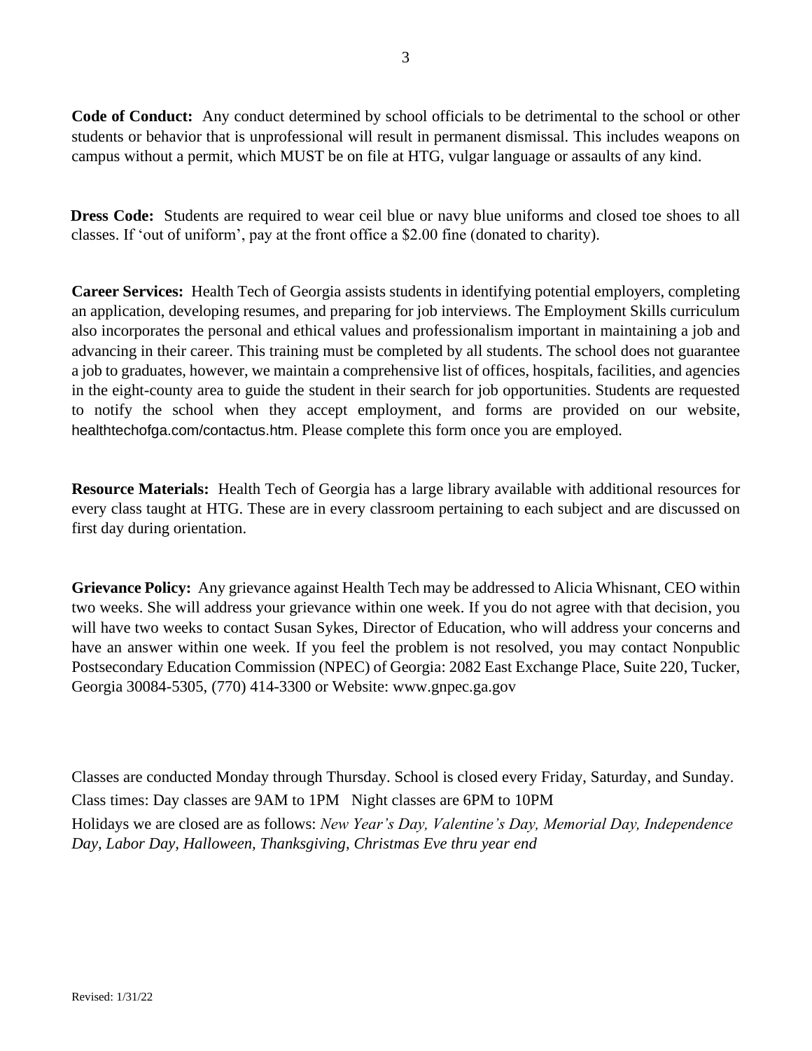**Code of Conduct:** Any conduct determined by school officials to be detrimental to the school or other students or behavior that is unprofessional will result in permanent dismissal. This includes weapons on campus without a permit, which MUST be on file at HTG, vulgar language or assaults of any kind.

**Dress Code:** Students are required to wear ceil blue or navy blue uniforms and closed toe shoes to all classes. If 'out of uniform', pay at the front office a $2.00 fine (donated to charity).

**Career Services:** Health Tech of Georgia assists students in identifying potential employers, completing an application, developing resumes, and preparing for job interviews. The Employment Skills curriculum also incorporates the personal and ethical values and professionalism important in maintaining a job and advancing in their career. This training must be completed by all students. The school does not guarantee a job to graduates, however, we maintain a comprehensive list of offices, hospitals, facilities, and agencies in the eight-county area to guide the student in their search for job opportunities. Students are requested to notify the school when they accept employment, and forms are provided on our website, healthtechofga.com/contactus.htm. Please complete this form once you are employed.

**Resource Materials:** Health Tech of Georgia has a large library available with additional resources for every class taught at HTG. These are in every classroom pertaining to each subject and are discussed on first day during orientation.

**Grievance Policy:** Any grievance against Health Tech may be addressed to Alicia Whisnant, CEO within two weeks. She will address your grievance within one week. If you do not agree with that decision, you will have two weeks to contact Susan Sykes, Director of Education, who will address your concerns and have an answer within one week. If you feel the problem is not resolved, you may contact Nonpublic Postsecondary Education Commission (NPEC) of Georgia: 2082 East Exchange Place, Suite 220, Tucker, Georgia 30084-5305, (770) 414-3300 or Website: www.gnpec.ga.gov

Classes are conducted Monday through Thursday. School is closed every Friday, Saturday, and Sunday.

Class times: Day classes are 9AM to 1PM Night classes are 6PM to 10PM

Holidays we are closed are as follows: *New Year's Day, Valentine's Day, Memorial Day, Independence Day, Labor Day, Halloween, Thanksgiving, Christmas Eve thru year end*

Revised: 1/31/22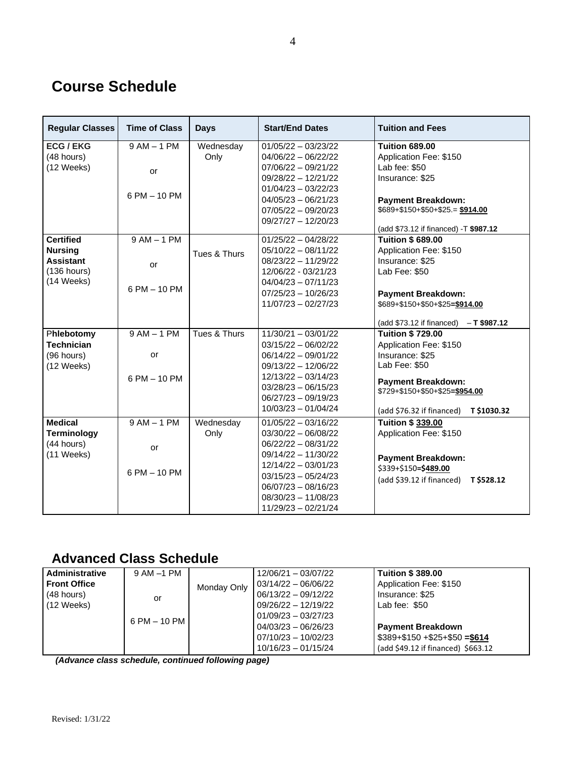## Course Schedule

| Regular Classes | Time of Class | Days | Start/End Dates | Tuition and Fees |
|---|---|---|---|---|
| **ECG / EKG**<br>(48 hours)<br>(12 Weeks) | 9 AM – 1 PM<br><br>or<br><br>6 PM – 10 PM | Wednesday Only | 01/05/22 – 03/23/22<br>04/06/22 – 06/22/22<br>07/06/22 – 09/21/22<br>09/28/22 – 12/21/22<br>01/04/23 – 03/22/23<br>04/05/23 – 06/21/23<br>07/05/22 – 09/20/23<br>09/27/27 – 12/20/23 | **Tuition 689.00**<br>Application Fee: $150<br>Lab fee: $50<br>Insurance: $25<br><br>**Payment Breakdown:**<br>$689+$150+$50+$25.= **$914.00**<br><br>(add $73.12 if financed) -T **$987.12** |
| **Certified Nursing Assistant**<br>(136 hours)<br>(14 Weeks) | 9 AM – 1 PM<br><br>or<br><br>6 PM – 10 PM | Tues & Thurs | 01/25/22 – 04/28/22<br>05/10/22 – 08/11/22<br>08/23/22 – 11/29/22<br>12/06/22 - 03/21/23<br>04/04/23 – 07/11/23<br>07/25/23 – 10/26/23<br>11/07/23 – 02/27/23 | **Tuition $ 689.00**<br>Application Fee: $150<br>Insurance: $25<br>Lab Fee: $50<br><br>**Payment Breakdown:**<br>$689+$150+$50+$25**=$914.00**<br><br>(add $73.12 if financed) **– T $987.12** |
| P**hlebotomy Technician**<br>(96 hours)<br>(12 Weeks) | 9 AM – 1 PM<br><br>or<br><br>6 PM – 10 PM | Tues & Thurs | 11/30/21 – 03/01/22<br>03/15/22 – 06/02/22<br>06/14/22 – 09/01/22<br>09/13/22 – 12/06/22<br>12/13/22 – 03/14/23<br>03/28/23 – 06/15/23<br>06/27/23 – 09/19/23<br>10/03/23 – 01/04/24 | **Tuition $ 729.00**<br>Application Fee: $150<br>Insurance: $25<br>Lab Fee: $50<br><br>**Payment Breakdown:**<br>$729+$150+$50+$25**=$954.00**<br><br>(add $76.32 if financed) **T $1030.32** |
| **Medical Terminology**<br>(44 hours)<br>(11 Weeks) | 9 AM – 1 PM<br><br>or<br><br>6 PM – 10 PM | Wednesday Only | 01/05/22 – 03/16/22<br>03/30/22 – 06/08/22<br>06/22/22 – 08/31/22<br>09/14/22 – 11/30/22<br>12/14/22 – 03/01/23<br>03/15/23 – 05/24/23<br>06/07/23 – 08/16/23<br>08/30/23 – 11/08/23<br>11/29/23 – 02/21/24 | **Tuition $ 339.00**<br>Application Fee: $150<br><br>**Payment Breakdown:**<br>$339+$150**=$489.00**<br>(add $39.12 if financed) **T $528.12** |

## Advanced Class Schedule

| | | | | |
|---|---|---|---|---|
| **Administrative Front Office**<br>(48 hours)<br>(12 Weeks) | 9 AM –1 PM<br><br>or<br><br>6 PM – 10 PM | Monday Only | 12/06/21 – 03/07/22<br>03/14/22 – 06/06/22<br>06/13/22 – 09/12/22<br>09/26/22 – 12/19/22<br>01/09/23 – 03/27/23<br>04/03/23 – 06/26/23<br>07/10/23 – 10/02/23<br>10/16/23 – 01/15/24 | **Tuition $ 389.00**<br>Application Fee: $150<br>Insurance: $25<br>Lab fee: $50<br><br>**Payment Breakdown**<br>$389+$150 +$25+$50 **=$614**<br>(add $49.12 if financed) $663.12 |

***(Advance class schedule, continued following page)***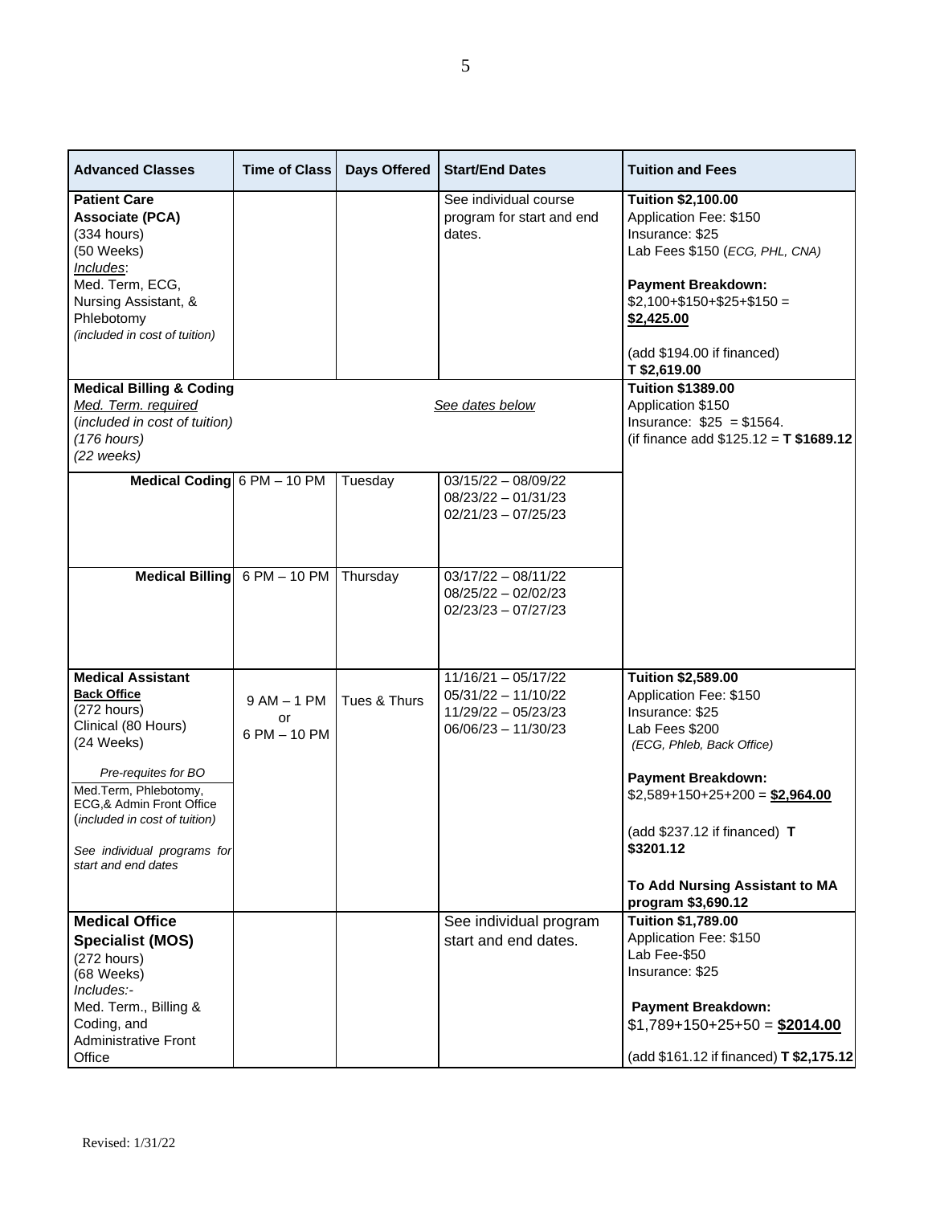| Advanced Classes | Time of Class | Days Offered | Start/End Dates | Tuition and Fees |
|---|---|---|---|---|
| **Patient Care Associate (PCA)**<br>(334 hours)<br>(50 Weeks)<br>*Includes*:<br>Med. Term, ECG, Nursing Assistant, & Phlebotomy<br>*(included in cost of tuition)* | | | See individual course program for start and end dates. | **Tuition $2,100.00**<br>Application Fee: $150<br>Insurance: $25<br>Lab Fees $150 (*ECG, PHL, CNA)*<br><br>**Payment Breakdown:**<br>$2,100+$150+$25+$150 = **$2,425.00**<br><br>(add $194.00 if financed)<br>**T $2,619.00** |
| **Medical Billing & Coding**<br>*Med. Term. required*<br>(*included in cost of tuition)*<br>*(176 hours)*<br>*(22 weeks)* | | | *See dates below* | **Tuition $1389.00**<br>Application $150<br>Insurance: $25 = $1564.<br>(if finance add $125.12 = **T $1689.12** |
| **Medical Coding** | 6 PM – 10 PM | Tuesday | 03/15/22 – 08/09/22<br>08/23/22 – 01/31/23<br>02/21/23 – 07/25/23 | |
| **Medical Billing** | 6 PM – 10 PM | Thursday | 03/17/22 – 08/11/22<br>08/25/22 – 02/02/23<br>02/23/23 – 07/27/23 | |
| **Medical Assistant**<br>**Back Office**<br>(272 hours)<br>Clinical (80 Hours)<br>(24 Weeks)<br><br>*Pre-requites for BO*<br>Med.Term, Phlebotomy, ECG,& Admin Front Office<br>(*included in cost of tuition)*<br><br>*See individual programs for start and end dates* | 9 AM – 1 PM<br>or<br>6 PM – 10 PM | Tues & Thurs | 11/16/21 – 05/17/22<br>05/31/22 – 11/10/22<br>11/29/22 – 05/23/23<br>06/06/23 – 11/30/23 | **Tuition $2,589.00**<br>Application Fee: $150<br>Insurance: $25<br>Lab Fees $200<br>*(ECG, Phleb, Back Office)*<br><br>**Payment Breakdown:**<br>$2,589+150+25+200 = **$2,964.00**<br><br>(add $237.12 if financed) **T $3201.12**<br><br>**To Add Nursing Assistant to MA program $3,690.12** |
| **Medical Office Specialist (MOS)**<br>(272 hours)<br>(68 Weeks)<br>*Includes:-*<br>Med. Term., Billing & Coding, and Administrative Front Office | | | See individual program start and end dates. | **Tuition $1,789.00**<br>Application Fee: $150<br>Lab Fee-$50<br>Insurance: $25<br><br>**Payment Breakdown:**<br>$1,789+150+25+50 = **$2014.00**<br><br>(add $161.12 if financed) **T $2,175.12** |

Revised: 1/31/22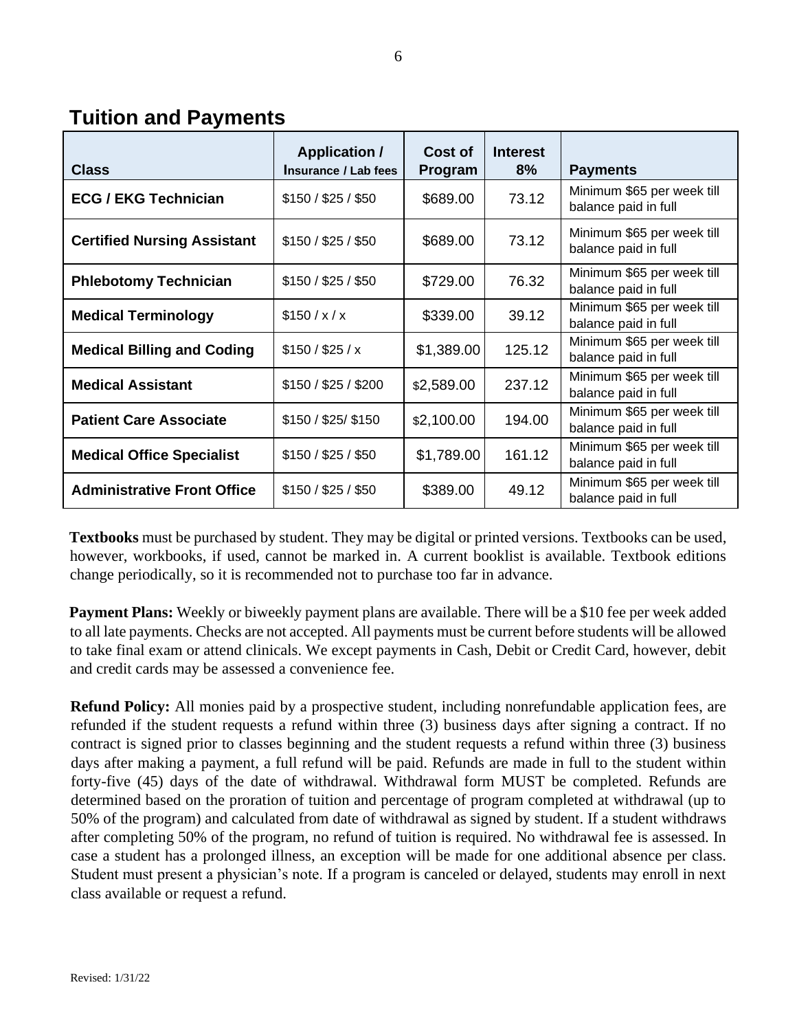## Tuition and Payments

| Class | Application / Insurance / Lab fees | Cost of Program | Interest 8% | Payments |
|---|---|---|---|---|
| **ECG / EKG Technician** | $150 / $25 / $50 | $689.00 | 73.12 | Minimum $65 per week till balance paid in full |
| **Certified Nursing Assistant** | $150 / $25 / $50 | $689.00 | 73.12 | Minimum $65 per week till balance paid in full |
| **Phlebotomy Technician** | $150 / $25 / $50 | $729.00 | 76.32 | Minimum $65 per week till balance paid in full |
| **Medical Terminology** | $150 / x / x | $339.00 | 39.12 | Minimum $65 per week till balance paid in full |
| **Medical Billing and Coding** | $150 / $25 / x | $1,389.00 | 125.12 | Minimum $65 per week till balance paid in full |
| **Medical Assistant** | $150 / $25 / $200 | $2,589.00 | 237.12 | Minimum $65 per week till balance paid in full |
| **Patient Care Associate** | $150 / $25/ $150 | $2,100.00 | 194.00 | Minimum $65 per week till balance paid in full |
| **Medical Office Specialist** | $150 / $25 / $50 | $1,789.00 | 161.12 | Minimum $65 per week till balance paid in full |
| **Administrative Front Office** | $150 / $25 / $50 | $389.00 | 49.12 | Minimum $65 per week till balance paid in full |

**Textbooks** must be purchased by student. They may be digital or printed versions. Textbooks can be used, however, workbooks, if used, cannot be marked in. A current booklist is available. Textbook editions change periodically, so it is recommended not to purchase too far in advance.

**Payment Plans:** Weekly or biweekly payment plans are available. There will be a $10 fee per week added to all late payments. Checks are not accepted. All payments must be current before students will be allowed to take final exam or attend clinicals. We except payments in Cash, Debit or Credit Card, however, debit and credit cards may be assessed a convenience fee.

**Refund Policy:** All monies paid by a prospective student, including nonrefundable application fees, are refunded if the student requests a refund within three (3) business days after signing a contract. If no contract is signed prior to classes beginning and the student requests a refund within three (3) business days after making a payment, a full refund will be paid. Refunds are made in full to the student within forty-five (45) days of the date of withdrawal. Withdrawal form MUST be completed. Refunds are determined based on the proration of tuition and percentage of program completed at withdrawal (up to 50% of the program) and calculated from date of withdrawal as signed by student. If a student withdraws after completing 50% of the program, no refund of tuition is required. No withdrawal fee is assessed. In case a student has a prolonged illness, an exception will be made for one additional absence per class. Student must present a physician's note. If a program is canceled or delayed, students may enroll in next class available or request a refund.

Revised: 1/31/22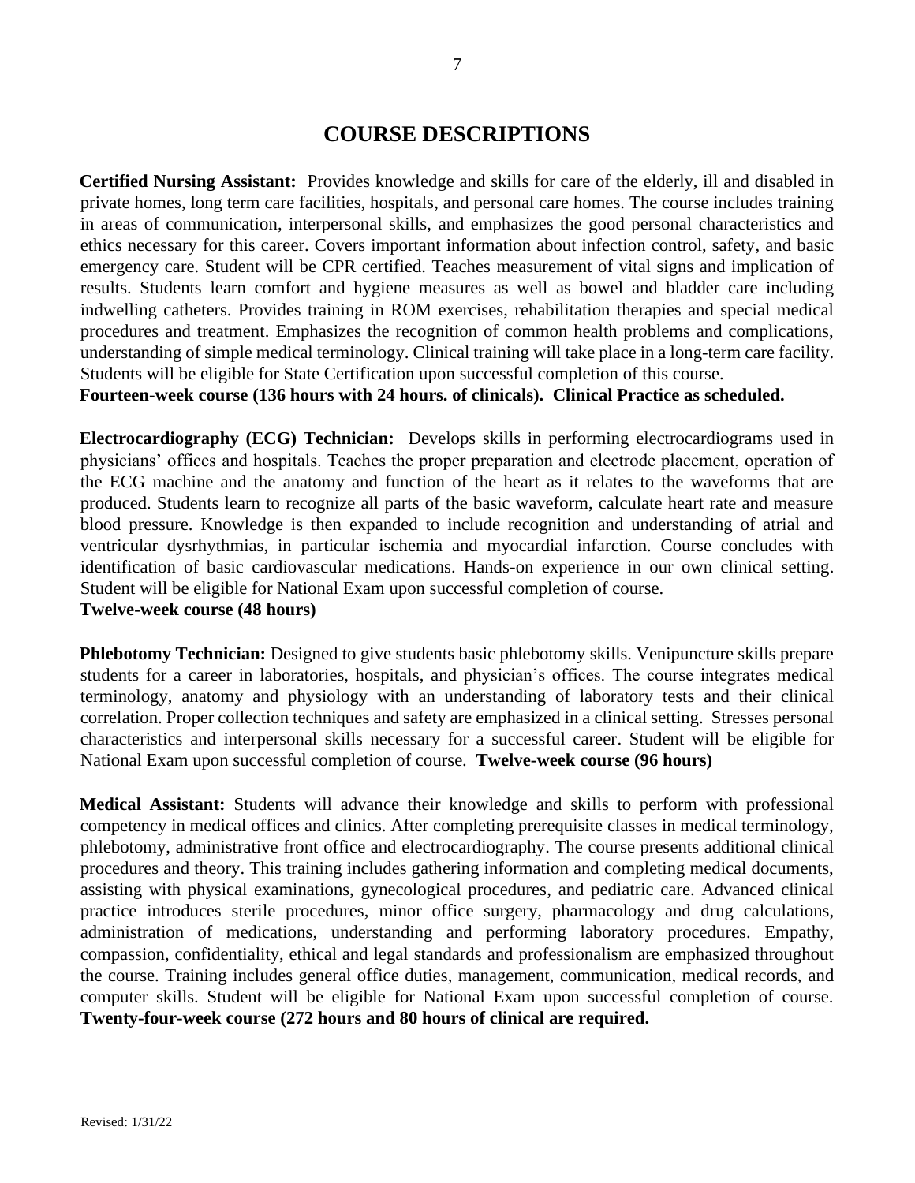# COURSE DESCRIPTIONS

**Certified Nursing Assistant:** Provides knowledge and skills for care of the elderly, ill and disabled in private homes, long term care facilities, hospitals, and personal care homes. The course includes training in areas of communication, interpersonal skills, and emphasizes the good personal characteristics and ethics necessary for this career. Covers important information about infection control, safety, and basic emergency care. Student will be CPR certified. Teaches measurement of vital signs and implication of results. Students learn comfort and hygiene measures as well as bowel and bladder care including indwelling catheters. Provides training in ROM exercises, rehabilitation therapies and special medical procedures and treatment. Emphasizes the recognition of common health problems and complications, understanding of simple medical terminology. Clinical training will take place in a long-term care facility. Students will be eligible for State Certification upon successful completion of this course.
**Fourteen-week course (136 hours with 24 hours. of clinicals). Clinical Practice as scheduled.**

**Electrocardiography (ECG) Technician:** Develops skills in performing electrocardiograms used in physicians' offices and hospitals. Teaches the proper preparation and electrode placement, operation of the ECG machine and the anatomy and function of the heart as it relates to the waveforms that are produced. Students learn to recognize all parts of the basic waveform, calculate heart rate and measure blood pressure. Knowledge is then expanded to include recognition and understanding of atrial and ventricular dysrhythmias, in particular ischemia and myocardial infarction. Course concludes with identification of basic cardiovascular medications. Hands-on experience in our own clinical setting. Student will be eligible for National Exam upon successful completion of course.
**Twelve-week course (48 hours)**

**Phlebotomy Technician:** Designed to give students basic phlebotomy skills. Venipuncture skills prepare students for a career in laboratories, hospitals, and physician's offices. The course integrates medical terminology, anatomy and physiology with an understanding of laboratory tests and their clinical correlation. Proper collection techniques and safety are emphasized in a clinical setting. Stresses personal characteristics and interpersonal skills necessary for a successful career. Student will be eligible for National Exam upon successful completion of course. **Twelve-week course (96 hours)**

**Medical Assistant:** Students will advance their knowledge and skills to perform with professional competency in medical offices and clinics. After completing prerequisite classes in medical terminology, phlebotomy, administrative front office and electrocardiography. The course presents additional clinical procedures and theory. This training includes gathering information and completing medical documents, assisting with physical examinations, gynecological procedures, and pediatric care. Advanced clinical practice introduces sterile procedures, minor office surgery, pharmacology and drug calculations, administration of medications, understanding and performing laboratory procedures. Empathy, compassion, confidentiality, ethical and legal standards and professionalism are emphasized throughout the course. Training includes general office duties, management, communication, medical records, and computer skills. Student will be eligible for National Exam upon successful completion of course. **Twenty-four-week course (272 hours and 80 hours of clinical are required.**

Revised: 1/31/22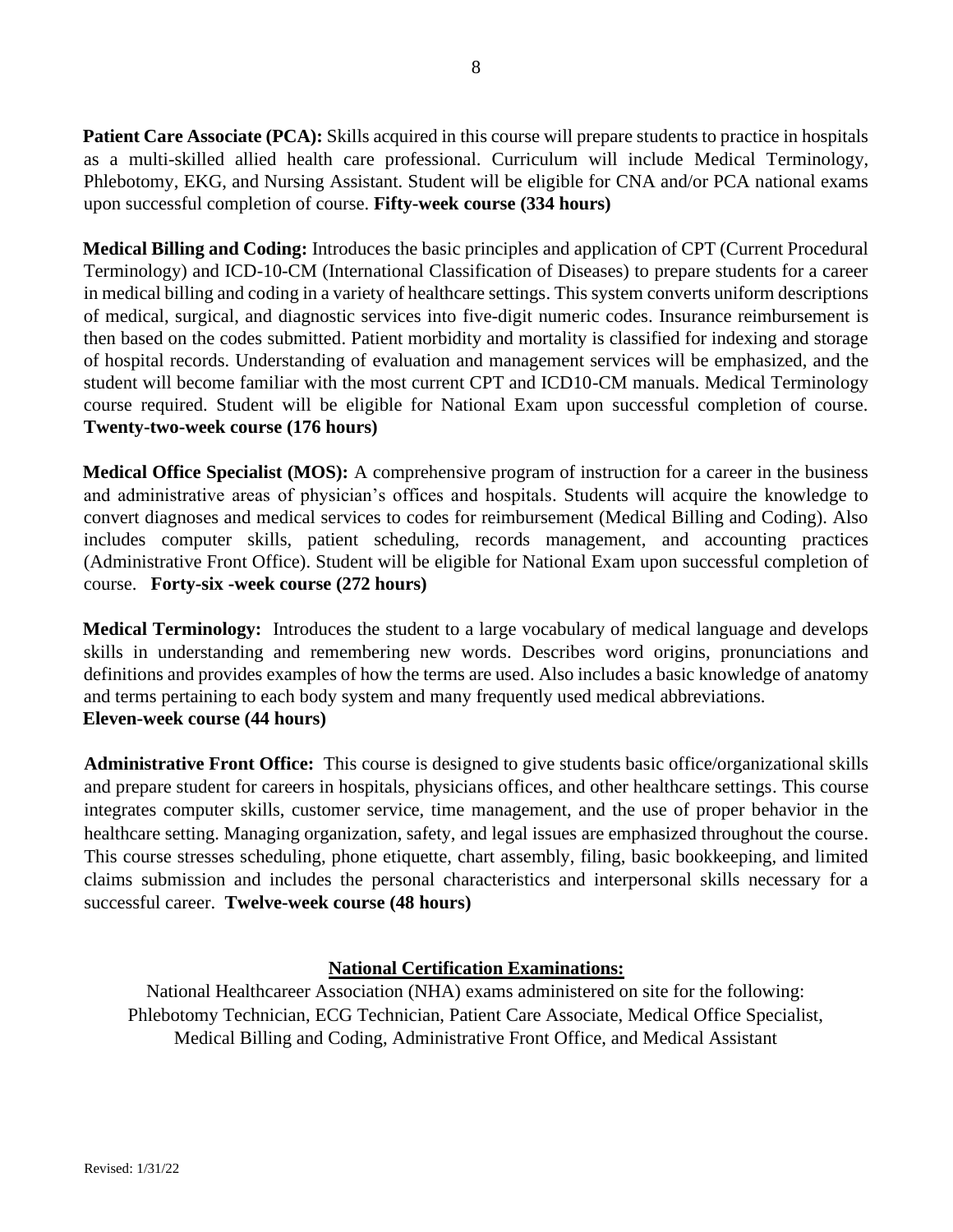**Patient Care Associate (PCA):** Skills acquired in this course will prepare students to practice in hospitals as a multi-skilled allied health care professional. Curriculum will include Medical Terminology, Phlebotomy, EKG, and Nursing Assistant. Student will be eligible for CNA and/or PCA national exams upon successful completion of course. **Fifty-week course (334 hours)**

**Medical Billing and Coding:** Introduces the basic principles and application of CPT (Current Procedural Terminology) and ICD-10-CM (International Classification of Diseases) to prepare students for a career in medical billing and coding in a variety of healthcare settings. This system converts uniform descriptions of medical, surgical, and diagnostic services into five-digit numeric codes. Insurance reimbursement is then based on the codes submitted. Patient morbidity and mortality is classified for indexing and storage of hospital records. Understanding of evaluation and management services will be emphasized, and the student will become familiar with the most current CPT and ICD10-CM manuals. Medical Terminology course required. Student will be eligible for National Exam upon successful completion of course. **Twenty-two-week course (176 hours)**

**Medical Office Specialist (MOS):** A comprehensive program of instruction for a career in the business and administrative areas of physician's offices and hospitals. Students will acquire the knowledge to convert diagnoses and medical services to codes for reimbursement (Medical Billing and Coding). Also includes computer skills, patient scheduling, records management, and accounting practices (Administrative Front Office). Student will be eligible for National Exam upon successful completion of course. **Forty-six -week course (272 hours)**

**Medical Terminology:** Introduces the student to a large vocabulary of medical language and develops skills in understanding and remembering new words. Describes word origins, pronunciations and definitions and provides examples of how the terms are used. Also includes a basic knowledge of anatomy and terms pertaining to each body system and many frequently used medical abbreviations.
**Eleven-week course (44 hours)**

**Administrative Front Office:** This course is designed to give students basic office/organizational skills and prepare student for careers in hospitals, physicians offices, and other healthcare settings. This course integrates computer skills, customer service, time management, and the use of proper behavior in the healthcare setting. Managing organization, safety, and legal issues are emphasized throughout the course. This course stresses scheduling, phone etiquette, chart assembly, filing, basic bookkeeping, and limited claims submission and includes the personal characteristics and interpersonal skills necessary for a successful career. **Twelve-week course (48 hours)**

## National Certification Examinations:

National Healthcareer Association (NHA) exams administered on site for the following:
Phlebotomy Technician, ECG Technician, Patient Care Associate, Medical Office Specialist, Medical Billing and Coding, Administrative Front Office, and Medical Assistant

Revised: 1/31/22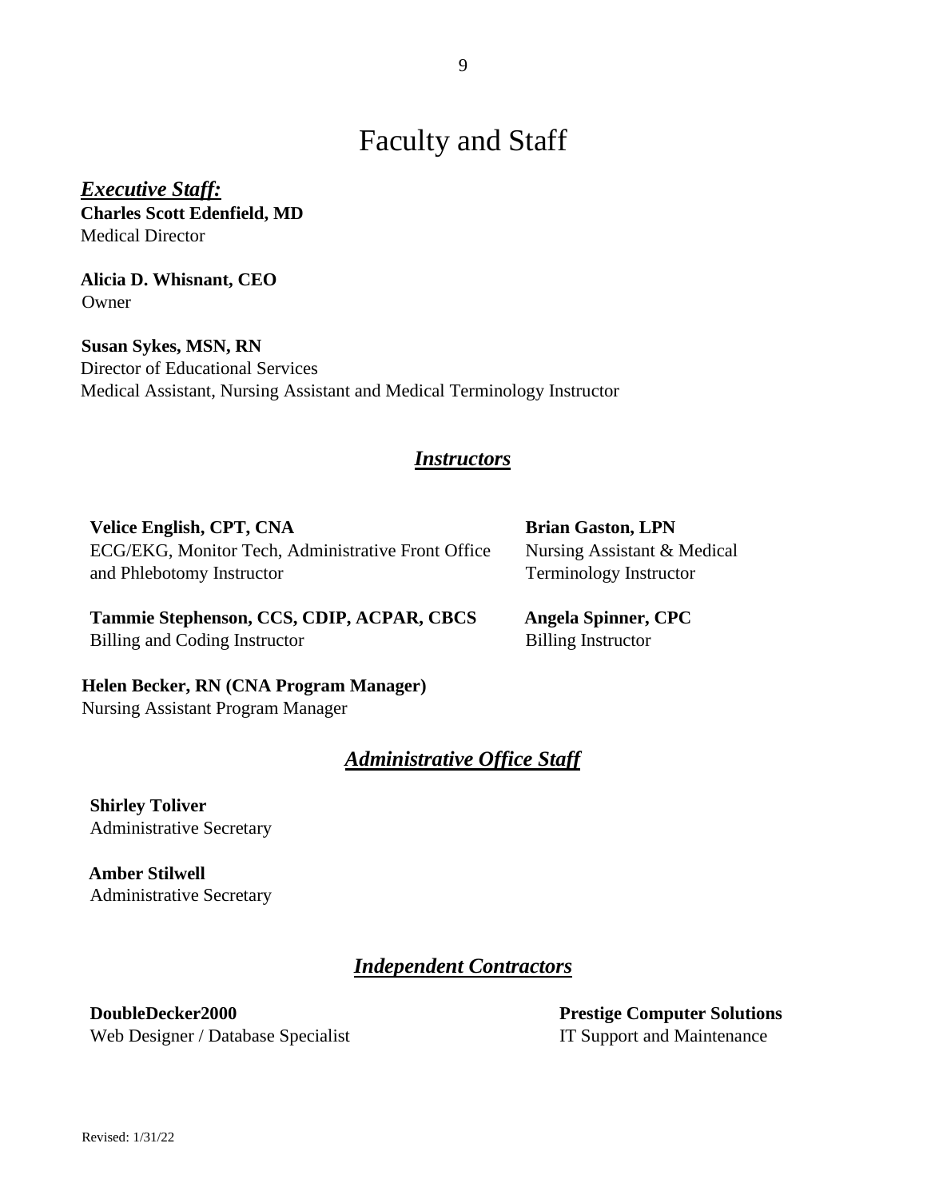# Faculty and Staff

***Executive Staff:***

**Charles Scott Edenfield, MD**
Medical Director

**Alicia D. Whisnant, CEO**
Owner

**Susan Sykes, MSN, RN**
Director of Educational Services
Medical Assistant, Nursing Assistant and Medical Terminology Instructor

## *Instructors*

**Velice English, CPT, CNA**
ECG/EKG, Monitor Tech, Administrative Front Office and Phlebotomy Instructor

**Brian Gaston, LPN**
Nursing Assistant & Medical Terminology Instructor

**Tammie Stephenson, CCS, CDIP, ACPAR, CBCS**
Billing and Coding Instructor

**Angela Spinner, CPC**
Billing Instructor

**Helen Becker, RN (CNA Program Manager)**
Nursing Assistant Program Manager

## *Administrative Office Staff*

**Shirley Toliver**
Administrative Secretary

**Amber Stilwell**
Administrative Secretary

## *Independent Contractors*

**DoubleDecker2000**
Web Designer / Database Specialist

**Prestige Computer Solutions**
IT Support and Maintenance

Revised: 1/31/22